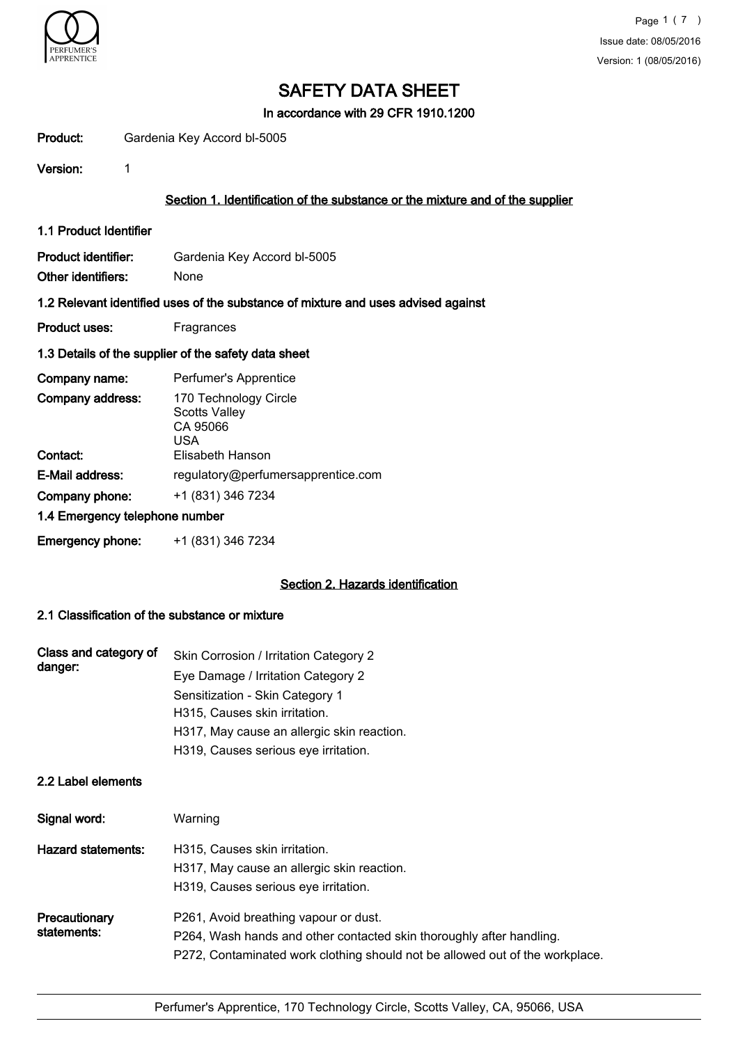# SAFETY DATA SHEET

**In accordance with 29 CFR 1910.1200**

**Product:** Gardenia Key Accord bl-5005

**Version:** 1

## Section 1. Identification of the substance or the mixture and of the supplier

### 1.1 Product Identifier

**Product identifier:** Gardenia Key Accord bl-5005

**Other identifiers:** None

### 1.2 Relevant identified uses of the substance of mixture and uses advised against

**Product uses:** Fragrances

### 1.3 Details of the supplier of the safety data sheet

**Company name:** Perfumer's Apprentice

**Company address:** 170 Technology Circle
Scotts Valley
CA 95066
USA

**Contact:** Elisabeth Hanson

**E-Mail address:** regulatory@perfumersapprentice.com

**Company phone:** +1 (831) 346 7234

### 1.4 Emergency telephone number

**Emergency phone:** +1 (831) 346 7234

## Section 2. Hazards identification

### 2.1 Classification of the substance or mixture

**Class and category of danger:**

Skin Corrosion / Irritation Category 2
Eye Damage / Irritation Category 2
Sensitization - Skin Category 1
H315, Causes skin irritation.
H317, May cause an allergic skin reaction.
H319, Causes serious eye irritation.

### 2.2 Label elements

**Signal word:** Warning

**Hazard statements:**

H315, Causes skin irritation.
H317, May cause an allergic skin reaction.
H319, Causes serious eye irritation.

**Precautionary statements:**

P261, Avoid breathing vapour or dust.
P264, Wash hands and other contacted skin thoroughly after handling.
P272, Contaminated work clothing should not be allowed out of the workplace.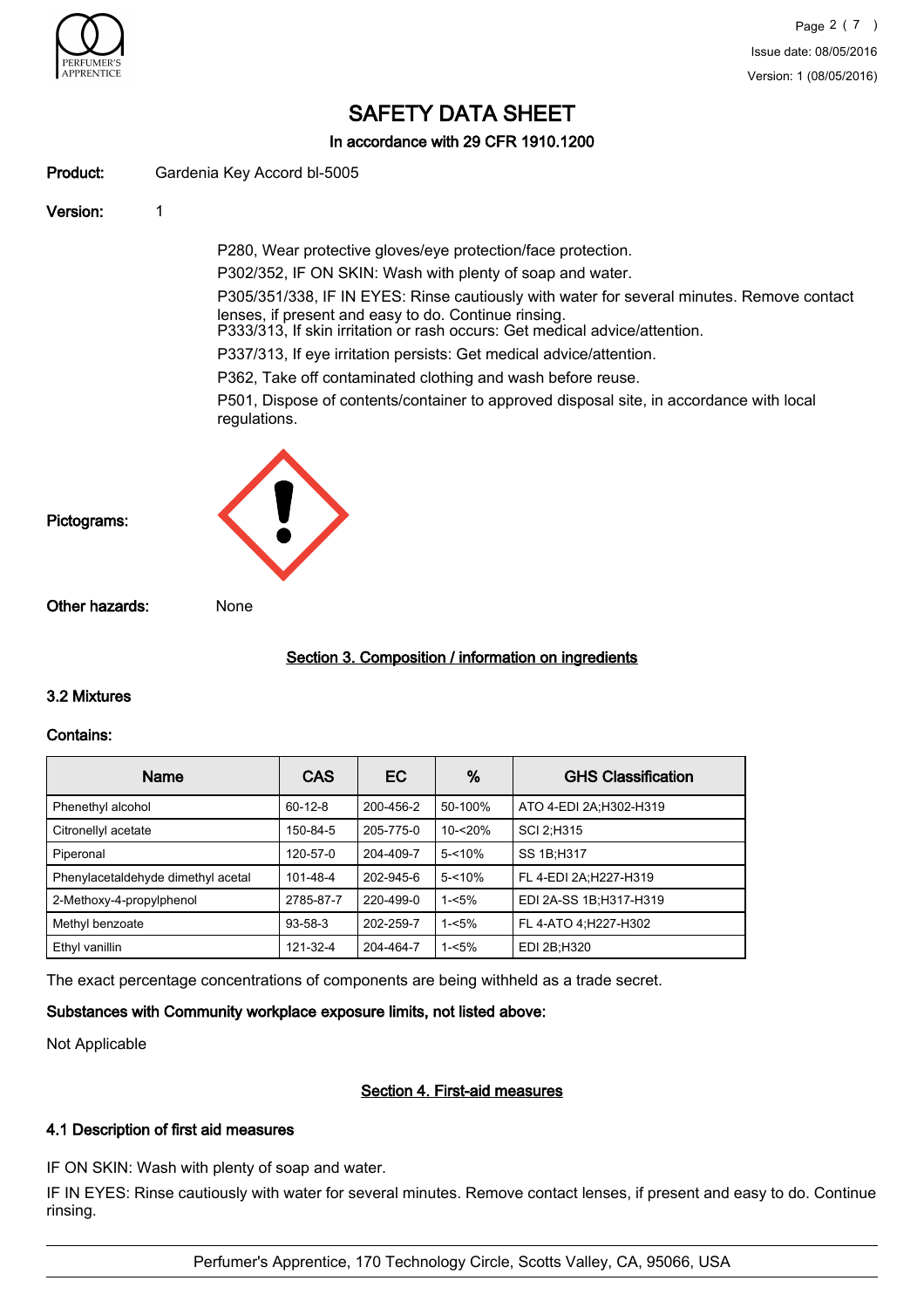# SAFETY DATA SHEET

**In accordance with 29 CFR 1910.1200**

**Product:** Gardenia Key Accord bl-5005

**Version:** 1

P280, Wear protective gloves/eye protection/face protection.

P302/352, IF ON SKIN: Wash with plenty of soap and water.

P305/351/338, IF IN EYES: Rinse cautiously with water for several minutes. Remove contact lenses, if present and easy to do. Continue rinsing.

P333/313, If skin irritation or rash occurs: Get medical advice/attention.

P337/313, If eye irritation persists: Get medical advice/attention.

P362, Take off contaminated clothing and wash before reuse.

P501, Dispose of contents/container to approved disposal site, in accordance with local regulations.

**Pictograms:**

**Other hazards:** None

## Section 3. Composition / information on ingredients

### 3.2 Mixtures

**Contains:**

| Name | CAS | EC | % | GHS Classification |
|---|---|---|---|---|
| Phenethyl alcohol | 60-12-8 | 200-456-2 | 50-100% | ATO 4-EDI 2A;H302-H319 |
| Citronellyl acetate | 150-84-5 | 205-775-0 | 10-<20% | SCI 2;H315 |
| Piperonal | 120-57-0 | 204-409-7 | 5-<10% | SS 1B;H317 |
| Phenylacetaldehyde dimethyl acetal | 101-48-4 | 202-945-6 | 5-<10% | FL 4-EDI 2A;H227-H319 |
| 2-Methoxy-4-propylphenol | 2785-87-7 | 220-499-0 | 1-<5% | EDI 2A-SS 1B;H317-H319 |
| Methyl benzoate | 93-58-3 | 202-259-7 | 1-<5% | FL 4-ATO 4;H227-H302 |
| Ethyl vanillin | 121-32-4 | 204-464-7 | 1-<5% | EDI 2B;H320 |

The exact percentage concentrations of components are being withheld as a trade secret.

**Substances with Community workplace exposure limits, not listed above:**

Not Applicable

## Section 4. First-aid measures

### 4.1 Description of first aid measures

IF ON SKIN: Wash with plenty of soap and water.

IF IN EYES: Rinse cautiously with water for several minutes. Remove contact lenses, if present and easy to do. Continue rinsing.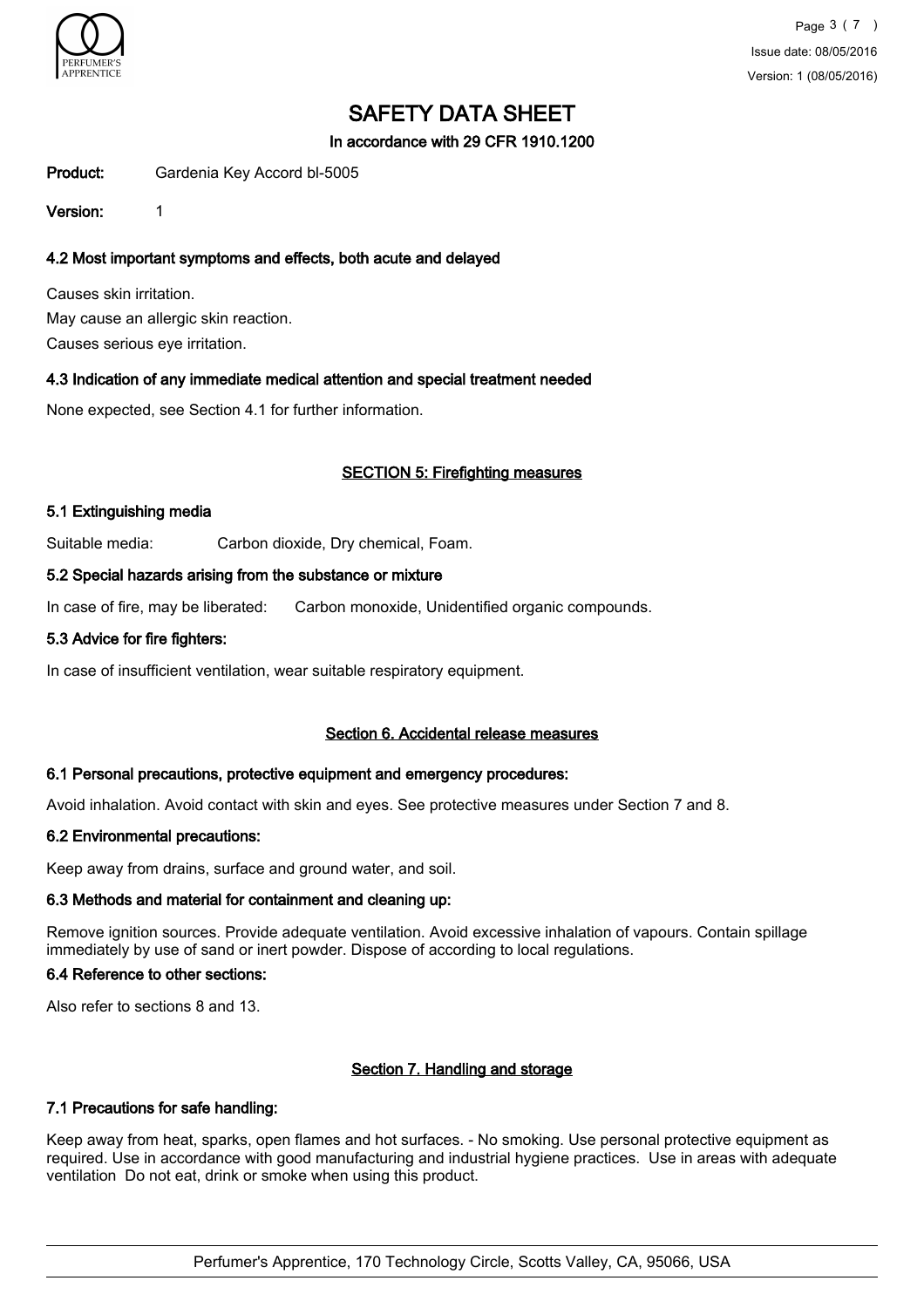# SAFETY DATA SHEET

In accordance with 29 CFR 1910.1200

**Product:** Gardenia Key Accord bl-5005

**Version:** 1

### 4.2 Most important symptoms and effects, both acute and delayed

Causes skin irritation.

May cause an allergic skin reaction.

Causes serious eye irritation.

### 4.3 Indication of any immediate medical attention and special treatment needed

None expected, see Section 4.1 for further information.

## SECTION 5: Firefighting measures

### 5.1 Extinguishing media

Suitable media: Carbon dioxide, Dry chemical, Foam.

### 5.2 Special hazards arising from the substance or mixture

In case of fire, may be liberated: Carbon monoxide, Unidentified organic compounds.

### 5.3 Advice for fire fighters:

In case of insufficient ventilation, wear suitable respiratory equipment.

## Section 6. Accidental release measures

### 6.1 Personal precautions, protective equipment and emergency procedures:

Avoid inhalation. Avoid contact with skin and eyes. See protective measures under Section 7 and 8.

### 6.2 Environmental precautions:

Keep away from drains, surface and ground water, and soil.

### 6.3 Methods and material for containment and cleaning up:

Remove ignition sources. Provide adequate ventilation. Avoid excessive inhalation of vapours. Contain spillage immediately by use of sand or inert powder. Dispose of according to local regulations.

### 6.4 Reference to other sections:

Also refer to sections 8 and 13.

## Section 7. Handling and storage

### 7.1 Precautions for safe handling:

Keep away from heat, sparks, open flames and hot surfaces. - No smoking. Use personal protective equipment as required. Use in accordance with good manufacturing and industrial hygiene practices. Use in areas with adequate ventilation Do not eat, drink or smoke when using this product.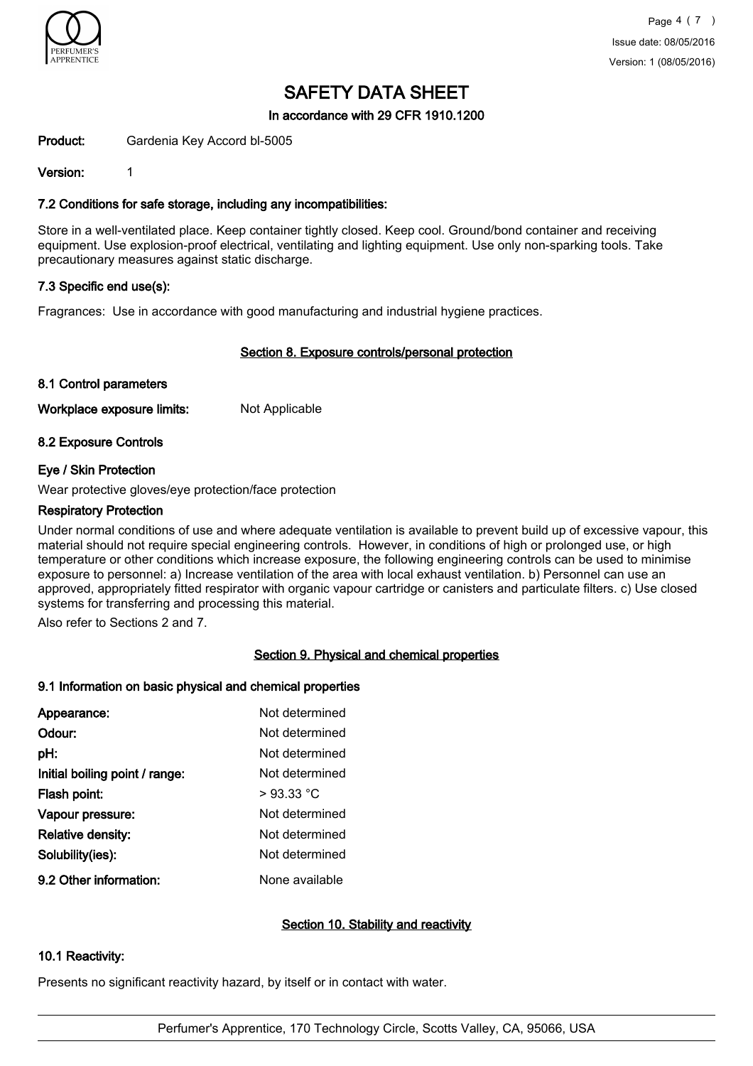# SAFETY DATA SHEET

In accordance with 29 CFR 1910.1200

**Product:** Gardenia Key Accord bl-5005

**Version:** 1

### 7.2 Conditions for safe storage, including any incompatibilities:

Store in a well-ventilated place. Keep container tightly closed. Keep cool. Ground/bond container and receiving equipment. Use explosion-proof electrical, ventilating and lighting equipment. Use only non-sparking tools. Take precautionary measures against static discharge.

### 7.3 Specific end use(s):

Fragrances: Use in accordance with good manufacturing and industrial hygiene practices.

## Section 8. Exposure controls/personal protection

### 8.1 Control parameters

**Workplace exposure limits:** Not Applicable

### 8.2 Exposure Controls

**Eye / Skin Protection**

Wear protective gloves/eye protection/face protection

**Respiratory Protection**

Under normal conditions of use and where adequate ventilation is available to prevent build up of excessive vapour, this material should not require special engineering controls. However, in conditions of high or prolonged use, or high temperature or other conditions which increase exposure, the following engineering controls can be used to minimise exposure to personnel: a) Increase ventilation of the area with local exhaust ventilation. b) Personnel can use an approved, appropriately fitted respirator with organic vapour cartridge or canisters and particulate filters. c) Use closed systems for transferring and processing this material.

Also refer to Sections 2 and 7.

## Section 9. Physical and chemical properties

### 9.1 Information on basic physical and chemical properties

| | |
|---|---|
| **Appearance:** | Not determined |
| **Odour:** | Not determined |
| **pH:** | Not determined |
| **Initial boiling point / range:** | Not determined |
| **Flash point:** | > 93.33 °C |
| **Vapour pressure:** | Not determined |
| **Relative density:** | Not determined |
| **Solubility(ies):** | Not determined |
| **9.2 Other information:** | None available |

## Section 10. Stability and reactivity

### 10.1 Reactivity:

Presents no significant reactivity hazard, by itself or in contact with water.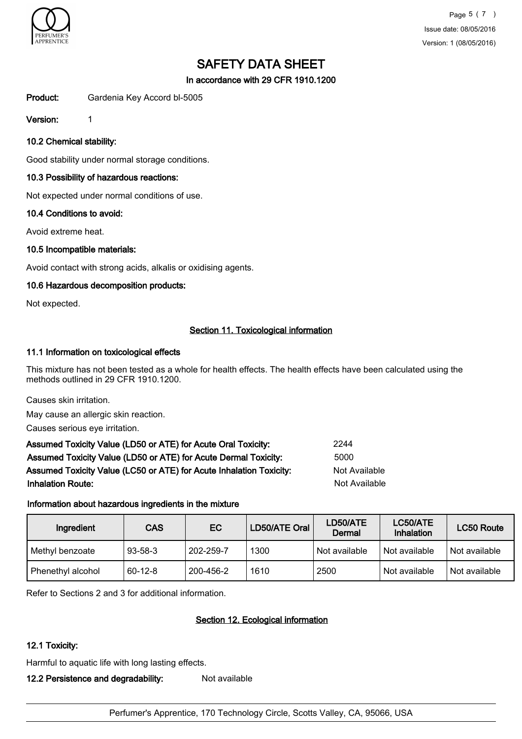# SAFETY DATA SHEET

**In accordance with 29 CFR 1910.1200**

**Product:** Gardenia Key Accord bl-5005

**Version:** 1

### 10.2 Chemical stability:

Good stability under normal storage conditions.

### 10.3 Possibility of hazardous reactions:

Not expected under normal conditions of use.

### 10.4 Conditions to avoid:

Avoid extreme heat.

### 10.5 Incompatible materials:

Avoid contact with strong acids, alkalis or oxidising agents.

### 10.6 Hazardous decomposition products:

Not expected.

## Section 11. Toxicological information

### 11.1 Information on toxicological effects

This mixture has not been tested as a whole for health effects. The health effects have been calculated using the methods outlined in 29 CFR 1910.1200.

Causes skin irritation.

May cause an allergic skin reaction.

Causes serious eye irritation.

| | |
|---|---|
| **Assumed Toxicity Value (LD50 or ATE) for Acute Oral Toxicity:** | 2244 |
| **Assumed Toxicity Value (LD50 or ATE) for Acute Dermal Toxicity:** | 5000 |
| **Assumed Toxicity Value (LC50 or ATE) for Acute Inhalation Toxicity:** | Not Available |
| **Inhalation Route:** | Not Available |

**Information about hazardous ingredients in the mixture**

| Ingredient | CAS | EC | LD50/ATE Oral | LD50/ATE Dermal | LC50/ATE Inhalation | LC50 Route |
|---|---|---|---|---|---|---|
| Methyl benzoate | 93-58-3 | 202-259-7 | 1300 | Not available | Not available | Not available |
| Phenethyl alcohol | 60-12-8 | 200-456-2 | 1610 | 2500 | Not available | Not available |

Refer to Sections 2 and 3 for additional information.

## Section 12. Ecological information

### 12.1 Toxicity:

Harmful to aquatic life with long lasting effects.

**12.2 Persistence and degradability:** Not available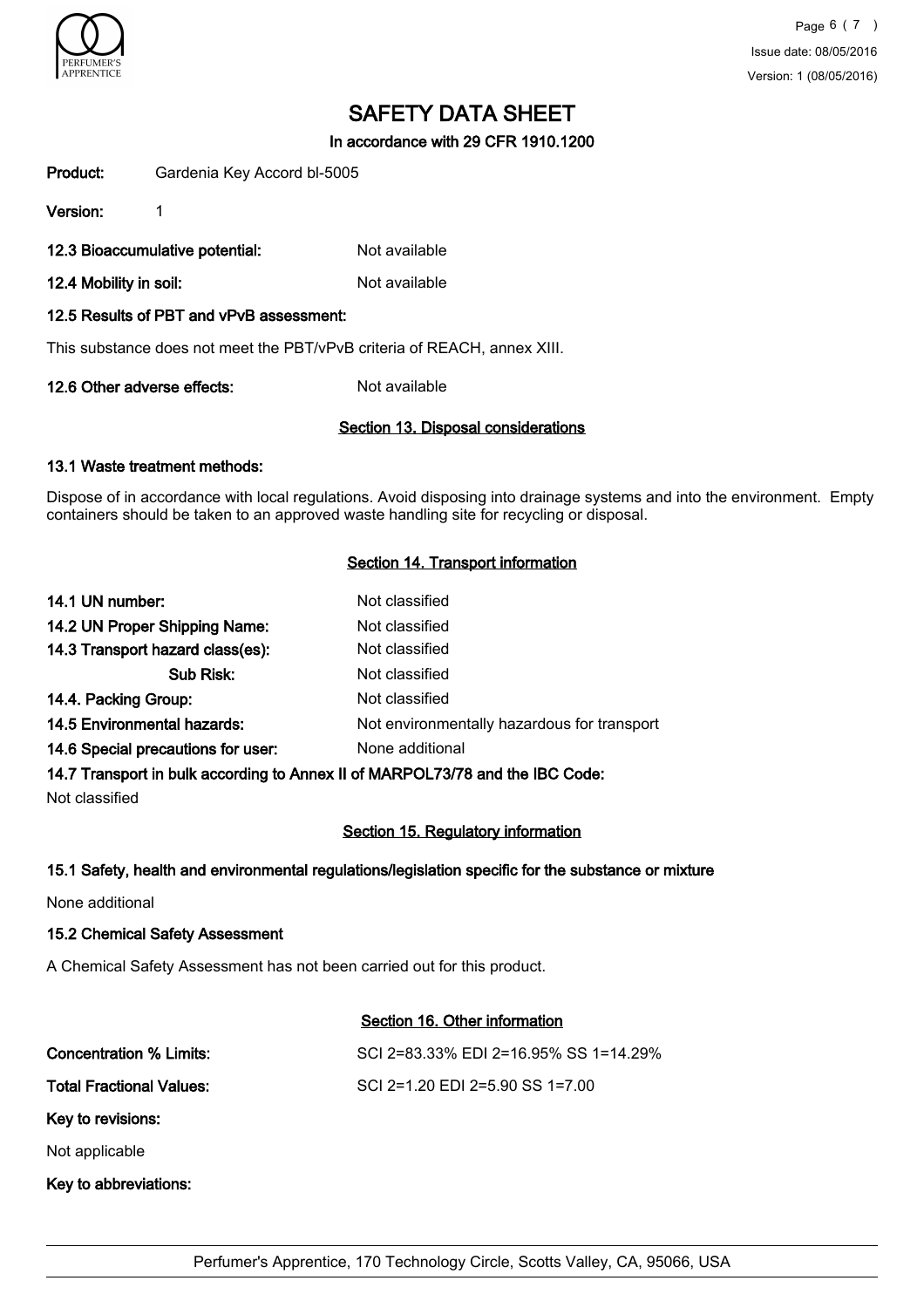# SAFETY DATA SHEET

**In accordance with 29 CFR 1910.1200**

**Product:** Gardenia Key Accord bl-5005

**Version:** 1

**12.3 Bioaccumulative potential:** Not available

**12.4 Mobility in soil:** Not available

**12.5 Results of PBT and vPvB assessment:**

This substance does not meet the PBT/vPvB criteria of REACH, annex XIII.

**12.6 Other adverse effects:** Not available

## Section 13. Disposal considerations

**13.1 Waste treatment methods:**

Dispose of in accordance with local regulations. Avoid disposing into drainage systems and into the environment. Empty containers should be taken to an approved waste handling site for recycling or disposal.

## Section 14. Transport information

| | |
|---|---|
| **14.1 UN number:** | Not classified |
| **14.2 UN Proper Shipping Name:** | Not classified |
| **14.3 Transport hazard class(es):** | Not classified |
| **Sub Risk:** | Not classified |
| **14.4. Packing Group:** | Not classified |
| **14.5 Environmental hazards:** | Not environmentally hazardous for transport |
| **14.6 Special precautions for user:** | None additional |

**14.7 Transport in bulk according to Annex II of MARPOL73/78 and the IBC Code:**

Not classified

## Section 15. Regulatory information

**15.1 Safety, health and environmental regulations/legislation specific for the substance or mixture**

None additional

**15.2 Chemical Safety Assessment**

A Chemical Safety Assessment has not been carried out for this product.

## Section 16. Other information

**Concentration % Limits:** SCI 2=83.33% EDI 2=16.95% SS 1=14.29%

**Total Fractional Values:** SCI 2=1.20 EDI 2=5.90 SS 1=7.00

**Key to revisions:**

Not applicable

**Key to abbreviations:**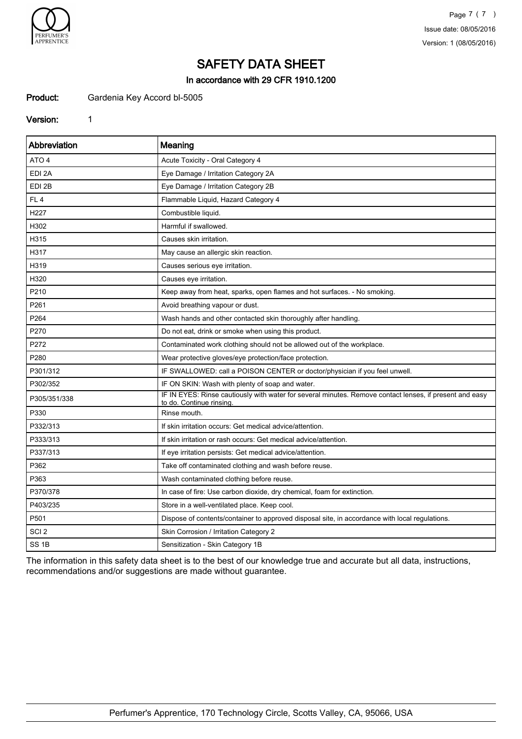# SAFETY DATA SHEET

**In accordance with 29 CFR 1910.1200**

**Product:** Gardenia Key Accord bl-5005

**Version:** 1

| Abbreviation | Meaning |
|---|---|
| ATO 4 | Acute Toxicity - Oral Category 4 |
| EDI 2A | Eye Damage / Irritation Category 2A |
| EDI 2B | Eye Damage / Irritation Category 2B |
| FL 4 | Flammable Liquid, Hazard Category 4 |
| H227 | Combustible liquid. |
| H302 | Harmful if swallowed. |
| H315 | Causes skin irritation. |
| H317 | May cause an allergic skin reaction. |
| H319 | Causes serious eye irritation. |
| H320 | Causes eye irritation. |
| P210 | Keep away from heat, sparks, open flames and hot surfaces. - No smoking. |
| P261 | Avoid breathing vapour or dust. |
| P264 | Wash hands and other contacted skin thoroughly after handling. |
| P270 | Do not eat, drink or smoke when using this product. |
| P272 | Contaminated work clothing should not be allowed out of the workplace. |
| P280 | Wear protective gloves/eye protection/face protection. |
| P301/312 | IF SWALLOWED: call a POISON CENTER or doctor/physician if you feel unwell. |
| P302/352 | IF ON SKIN: Wash with plenty of soap and water. |
| P305/351/338 | IF IN EYES: Rinse cautiously with water for several minutes. Remove contact lenses, if present and easy to do. Continue rinsing. |
| P330 | Rinse mouth. |
| P332/313 | If skin irritation occurs: Get medical advice/attention. |
| P333/313 | If skin irritation or rash occurs: Get medical advice/attention. |
| P337/313 | If eye irritation persists: Get medical advice/attention. |
| P362 | Take off contaminated clothing and wash before reuse. |
| P363 | Wash contaminated clothing before reuse. |
| P370/378 | In case of fire: Use carbon dioxide, dry chemical, foam for extinction. |
| P403/235 | Store in a well-ventilated place. Keep cool. |
| P501 | Dispose of contents/container to approved disposal site, in accordance with local regulations. |
| SCI 2 | Skin Corrosion / Irritation Category 2 |
| SS 1B | Sensitization - Skin Category 1B |

The information in this safety data sheet is to the best of our knowledge true and accurate but all data, instructions, recommendations and/or suggestions are made without guarantee.